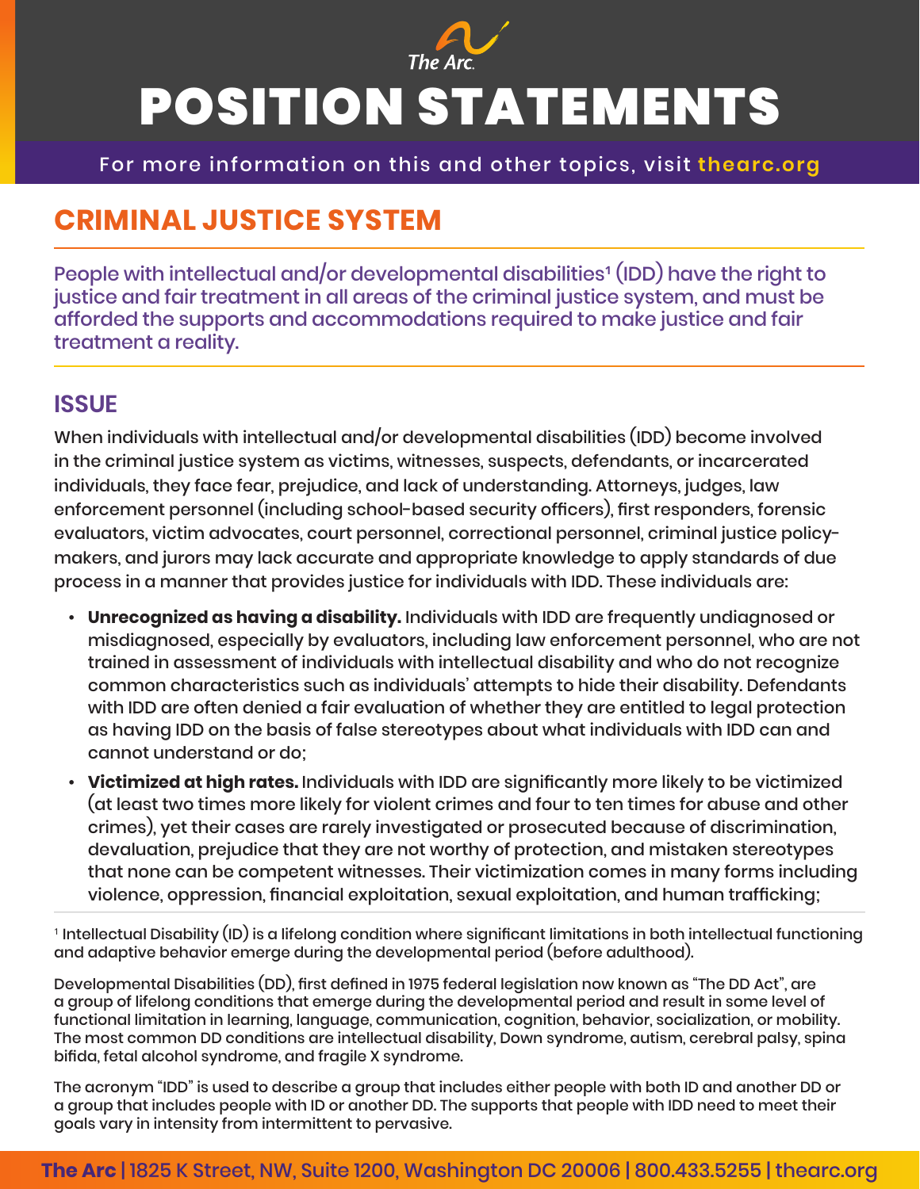# POSITION STATEMENTS

For more information on this and other topics, visit thearc.org

## CRIMINAL JUSTICE SYSTEM

People with intellectual and/or developmental disabilities[1] (IDD) have the right to justice and fair treatment in all areas of the criminal justice system, and must be afforded the supports and accommodations required to make justice and fair treatment a reality.

### ISSUE

When individuals with intellectual and/or developmental disabilities (IDD) become involved in the criminal justice system as victims, witnesses, suspects, defendants, or incarcerated individuals, they face fear, prejudice, and lack of understanding. Attorneys, judges, law enforcement personnel (including school-based security officers), first responders, forensic evaluators, victim advocates, court personnel, correctional personnel, criminal justice policy-makers, and jurors may lack accurate and appropriate knowledge to apply standards of due process in a manner that provides justice for individuals with IDD. These individuals are:

- **Unrecognized as having a disability.** Individuals with IDD are frequently undiagnosed or misdiagnosed, especially by evaluators, including law enforcement personnel, who are not trained in assessment of individuals with intellectual disability and who do not recognize common characteristics such as individuals' attempts to hide their disability. Defendants with IDD are often denied a fair evaluation of whether they are entitled to legal protection as having IDD on the basis of false stereotypes about what individuals with IDD can and cannot understand or do;
- **Victimized at high rates.** Individuals with IDD are significantly more likely to be victimized (at least two times more likely for violent crimes and four to ten times for abuse and other crimes), yet their cases are rarely investigated or prosecuted because of discrimination, devaluation, prejudice that they are not worthy of protection, and mistaken stereotypes that none can be competent witnesses. Their victimization comes in many forms including violence, oppression, financial exploitation, sexual exploitation, and human trafficking;

[1] Intellectual Disability (ID) is a lifelong condition where significant limitations in both intellectual functioning and adaptive behavior emerge during the developmental period (before adulthood).

Developmental Disabilities (DD), first defined in 1975 federal legislation now known as "The DD Act", are a group of lifelong conditions that emerge during the developmental period and result in some level of functional limitation in learning, language, communication, cognition, behavior, socialization, or mobility. The most common DD conditions are intellectual disability, Down syndrome, autism, cerebral palsy, spina bifida, fetal alcohol syndrome, and fragile X syndrome.

The acronym "IDD" is used to describe a group that includes either people with both ID and another DD or a group that includes people with ID or another DD. The supports that people with IDD need to meet their goals vary in intensity from intermittent to pervasive.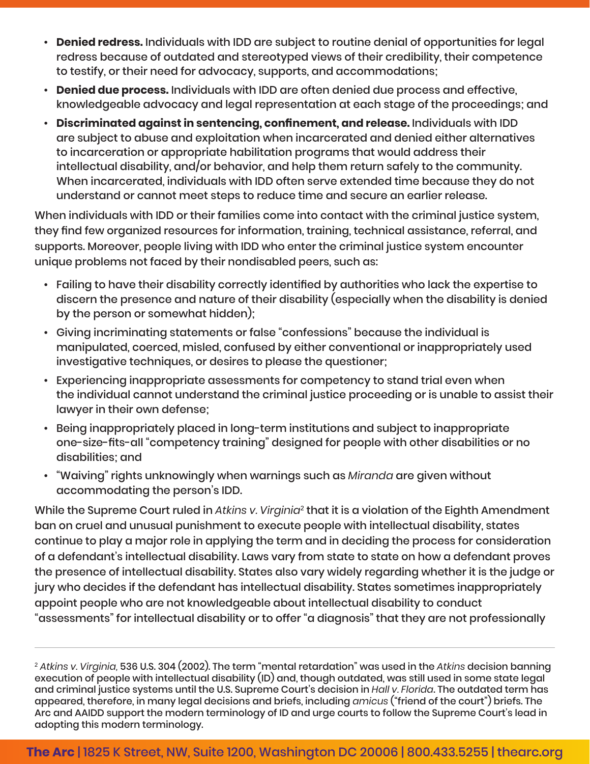- **Denied redress.** Individuals with IDD are subject to routine denial of opportunities for legal redress because of outdated and stereotyped views of their credibility, their competence to testify, or their need for advocacy, supports, and accommodations;
- **Denied due process.** Individuals with IDD are often denied due process and effective, knowledgeable advocacy and legal representation at each stage of the proceedings; and
- **Discriminated against in sentencing, confinement, and release.** Individuals with IDD are subject to abuse and exploitation when incarcerated and denied either alternatives to incarceration or appropriate habilitation programs that would address their intellectual disability, and/or behavior, and help them return safely to the community. When incarcerated, individuals with IDD often serve extended time because they do not understand or cannot meet steps to reduce time and secure an earlier release.

When individuals with IDD or their families come into contact with the criminal justice system, they find few organized resources for information, training, technical assistance, referral, and supports. Moreover, people living with IDD who enter the criminal justice system encounter unique problems not faced by their nondisabled peers, such as:

- Failing to have their disability correctly identified by authorities who lack the expertise to discern the presence and nature of their disability (especially when the disability is denied by the person or somewhat hidden);
- Giving incriminating statements or false "confessions" because the individual is manipulated, coerced, misled, confused by either conventional or inappropriately used investigative techniques, or desires to please the questioner;
- Experiencing inappropriate assessments for competency to stand trial even when the individual cannot understand the criminal justice proceeding or is unable to assist their lawyer in their own defense;
- Being inappropriately placed in long-term institutions and subject to inappropriate one-size-fits-all "competency training" designed for people with other disabilities or no disabilities; and
- "Waiving" rights unknowingly when warnings such as *Miranda* are given without accommodating the person's IDD.

While the Supreme Court ruled in *Atkins v. Virginia*[2] that it is a violation of the Eighth Amendment ban on cruel and unusual punishment to execute people with intellectual disability, states continue to play a major role in applying the term and in deciding the process for consideration of a defendant's intellectual disability. Laws vary from state to state on how a defendant proves the presence of intellectual disability. States also vary widely regarding whether it is the judge or jury who decides if the defendant has intellectual disability. States sometimes inappropriately appoint people who are not knowledgeable about intellectual disability to conduct "assessments" for intellectual disability or to offer "a diagnosis" that they are not professionally

---

[2] *Atkins v. Virginia,* 536 U.S. 304 (2002). The term "mental retardation" was used in the *Atkins* decision banning execution of people with intellectual disability (ID) and, though outdated, was still used in some state legal and criminal justice systems until the U.S. Supreme Court's decision in *Hall v. Florida*. The outdated term has appeared, therefore, in many legal decisions and briefs, including *amicus* ("friend of the court") briefs. The Arc and AAIDD support the modern terminology of ID and urge courts to follow the Supreme Court's lead in adopting this modern terminology.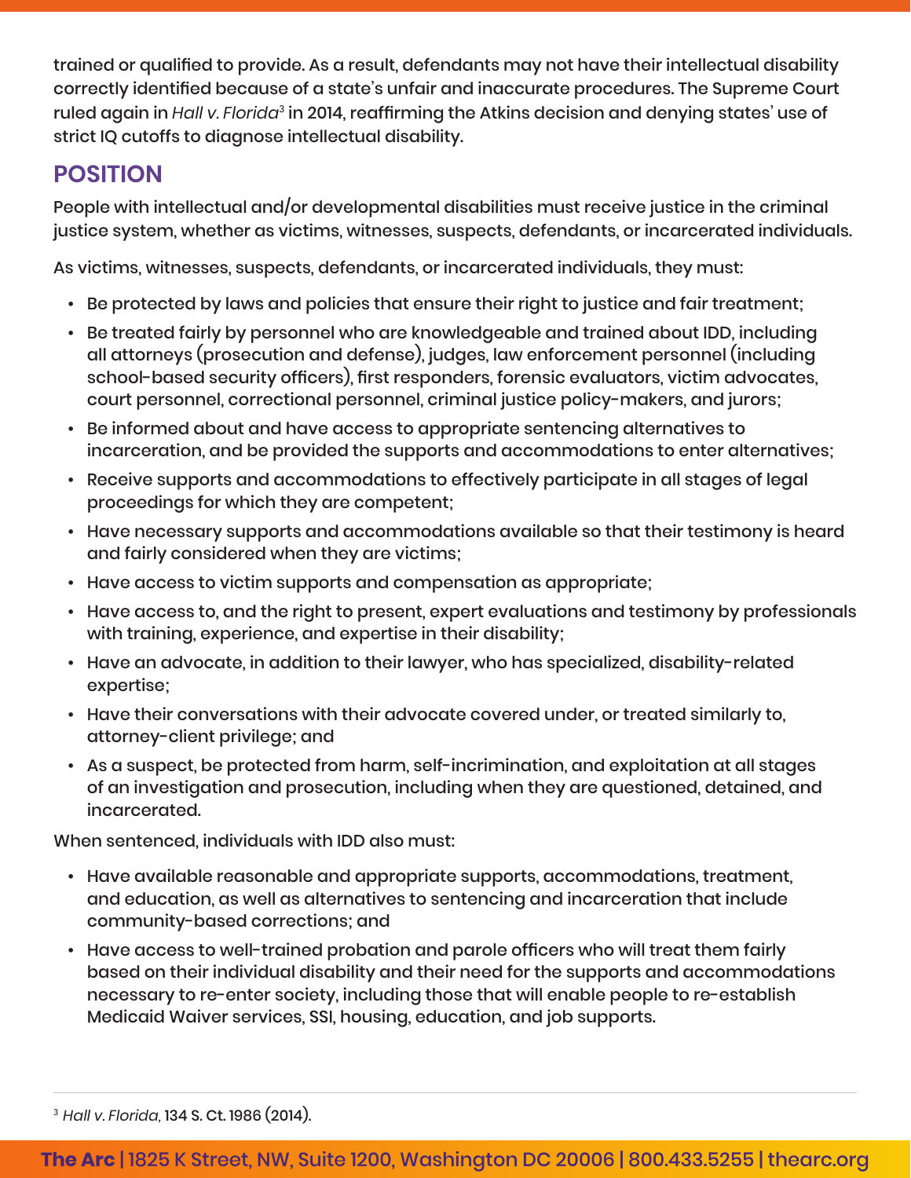trained or qualified to provide. As a result, defendants may not have their intellectual disability correctly identified because of a state's unfair and inaccurate procedures. The Supreme Court ruled again in *Hall v. Florida*[3] in 2014, reaffirming the Atkins decision and denying states' use of strict IQ cutoffs to diagnose intellectual disability.

## POSITION

People with intellectual and/or developmental disabilities must receive justice in the criminal justice system, whether as victims, witnesses, suspects, defendants, or incarcerated individuals.

As victims, witnesses, suspects, defendants, or incarcerated individuals, they must:

- Be protected by laws and policies that ensure their right to justice and fair treatment;
- Be treated fairly by personnel who are knowledgeable and trained about IDD, including all attorneys (prosecution and defense), judges, law enforcement personnel (including school-based security officers), first responders, forensic evaluators, victim advocates, court personnel, correctional personnel, criminal justice policy-makers, and jurors;
- Be informed about and have access to appropriate sentencing alternatives to incarceration, and be provided the supports and accommodations to enter alternatives;
- Receive supports and accommodations to effectively participate in all stages of legal proceedings for which they are competent;
- Have necessary supports and accommodations available so that their testimony is heard and fairly considered when they are victims;
- Have access to victim supports and compensation as appropriate;
- Have access to, and the right to present, expert evaluations and testimony by professionals with training, experience, and expertise in their disability;
- Have an advocate, in addition to their lawyer, who has specialized, disability-related expertise;
- Have their conversations with their advocate covered under, or treated similarly to, attorney-client privilege; and
- As a suspect, be protected from harm, self-incrimination, and exploitation at all stages of an investigation and prosecution, including when they are questioned, detained, and incarcerated.

When sentenced, individuals with IDD also must:

- Have available reasonable and appropriate supports, accommodations, treatment, and education, as well as alternatives to sentencing and incarceration that include community-based corrections; and
- Have access to well-trained probation and parole officers who will treat them fairly based on their individual disability and their need for the supports and accommodations necessary to re-enter society, including those that will enable people to re-establish Medicaid Waiver services, SSI, housing, education, and job supports.

[3] *Hall v. Florida*, 134 S. Ct. 1986 (2014).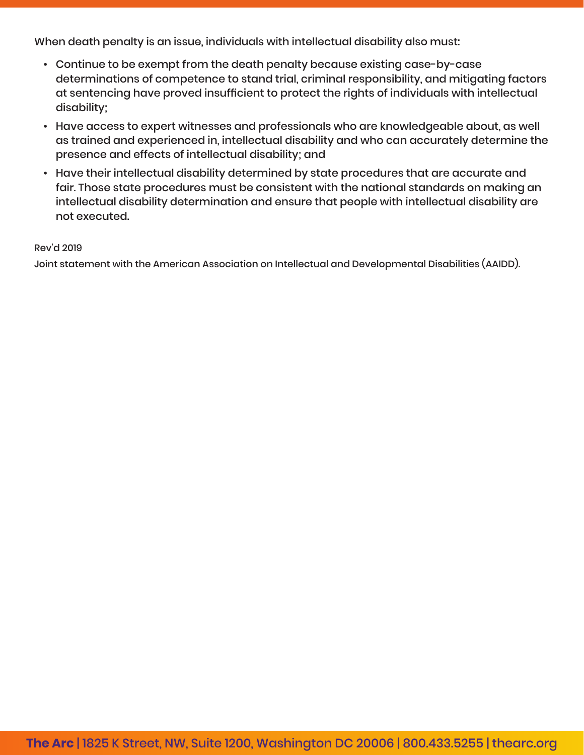When death penalty is an issue, individuals with intellectual disability also must:

- Continue to be exempt from the death penalty because existing case-by-case determinations of competence to stand trial, criminal responsibility, and mitigating factors at sentencing have proved insufficient to protect the rights of individuals with intellectual disability;
- Have access to expert witnesses and professionals who are knowledgeable about, as well as trained and experienced in, intellectual disability and who can accurately determine the presence and effects of intellectual disability; and
- Have their intellectual disability determined by state procedures that are accurate and fair. Those state procedures must be consistent with the national standards on making an intellectual disability determination and ensure that people with intellectual disability are not executed.

Rev'd 2019

Joint statement with the American Association on Intellectual and Developmental Disabilities (AAIDD).